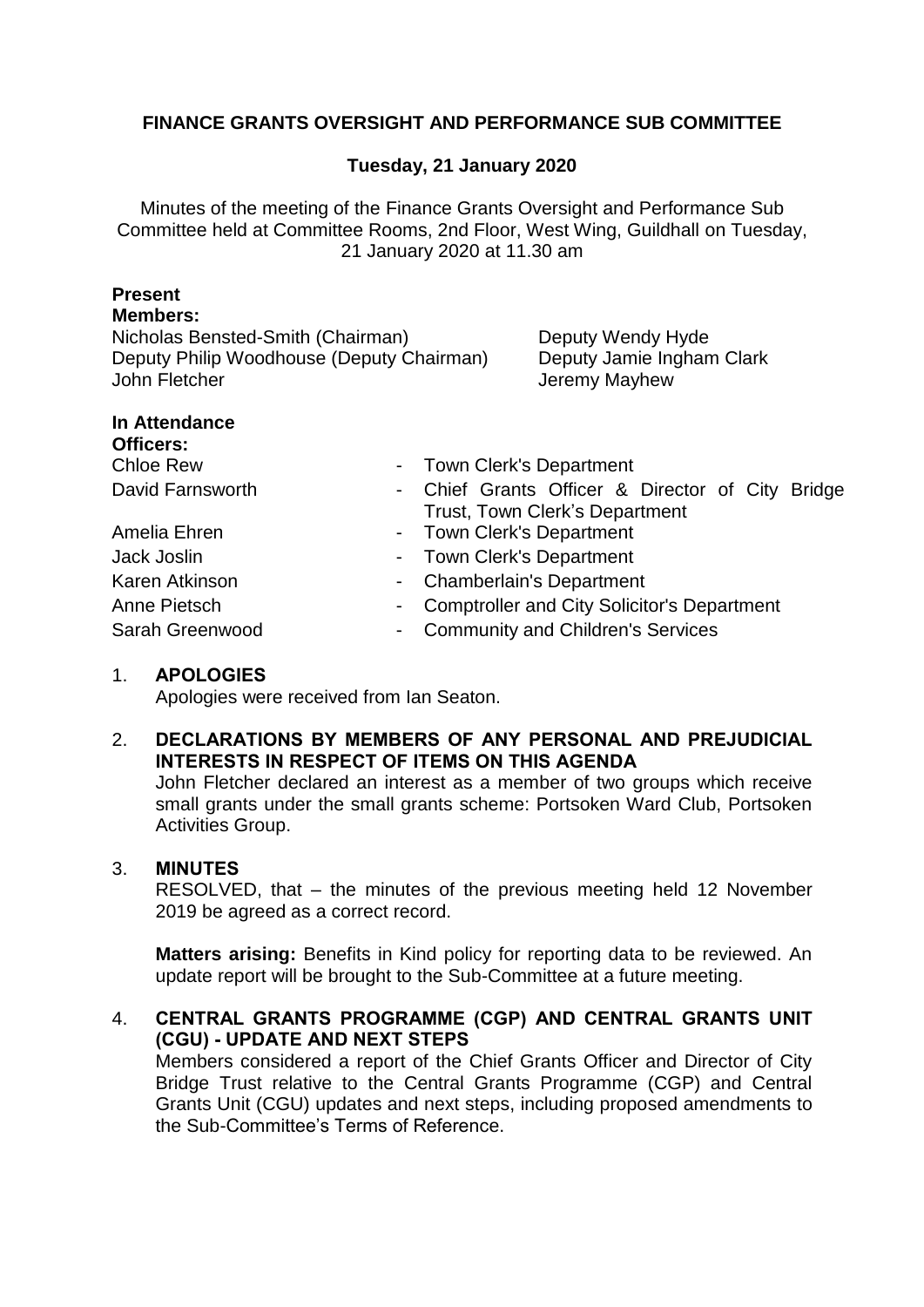# FINANCE GRANTS OVERSIGHT AND PERFORMANCE SUB COMMITTEE

## Tuesday, 21 January 2020

Minutes of the meeting of the Finance Grants Oversight and Performance Sub Committee held at Committee Rooms, 2nd Floor, West Wing, Guildhall on Tuesday, 21 January 2020 at 11.30 am

**Present**

**Members:**

Nicholas Bensted-Smith (Chairman)
Deputy Philip Woodhouse (Deputy Chairman)
John Fletcher
Deputy Wendy Hyde
Deputy Jamie Ingham Clark
Jeremy Mayhew

**In Attendance**

**Officers:**

| | |
|---|---|
| Chloe Rew | - Town Clerk's Department |
| David Farnsworth | - Chief Grants Officer & Director of City Bridge Trust, Town Clerk's Department |
| Amelia Ehren | - Town Clerk's Department |
| Jack Joslin | - Town Clerk's Department |
| Karen Atkinson | - Chamberlain's Department |
| Anne Pietsch | - Comptroller and City Solicitor's Department |
| Sarah Greenwood | - Community and Children's Services |

1. **APOLOGIES**

   Apologies were received from Ian Seaton.

2. **DECLARATIONS BY MEMBERS OF ANY PERSONAL AND PREJUDICIAL INTERESTS IN RESPECT OF ITEMS ON THIS AGENDA**

   John Fletcher declared an interest as a member of two groups which receive small grants under the small grants scheme: Portsoken Ward Club, Portsoken Activities Group.

3. **MINUTES**

   RESOLVED, that – the minutes of the previous meeting held 12 November 2019 be agreed as a correct record.

   **Matters arising:** Benefits in Kind policy for reporting data to be reviewed. An update report will be brought to the Sub-Committee at a future meeting.

4. **CENTRAL GRANTS PROGRAMME (CGP) AND CENTRAL GRANTS UNIT (CGU) - UPDATE AND NEXT STEPS**

   Members considered a report of the Chief Grants Officer and Director of City Bridge Trust relative to the Central Grants Programme (CGP) and Central Grants Unit (CGU) updates and next steps, including proposed amendments to the Sub-Committee's Terms of Reference.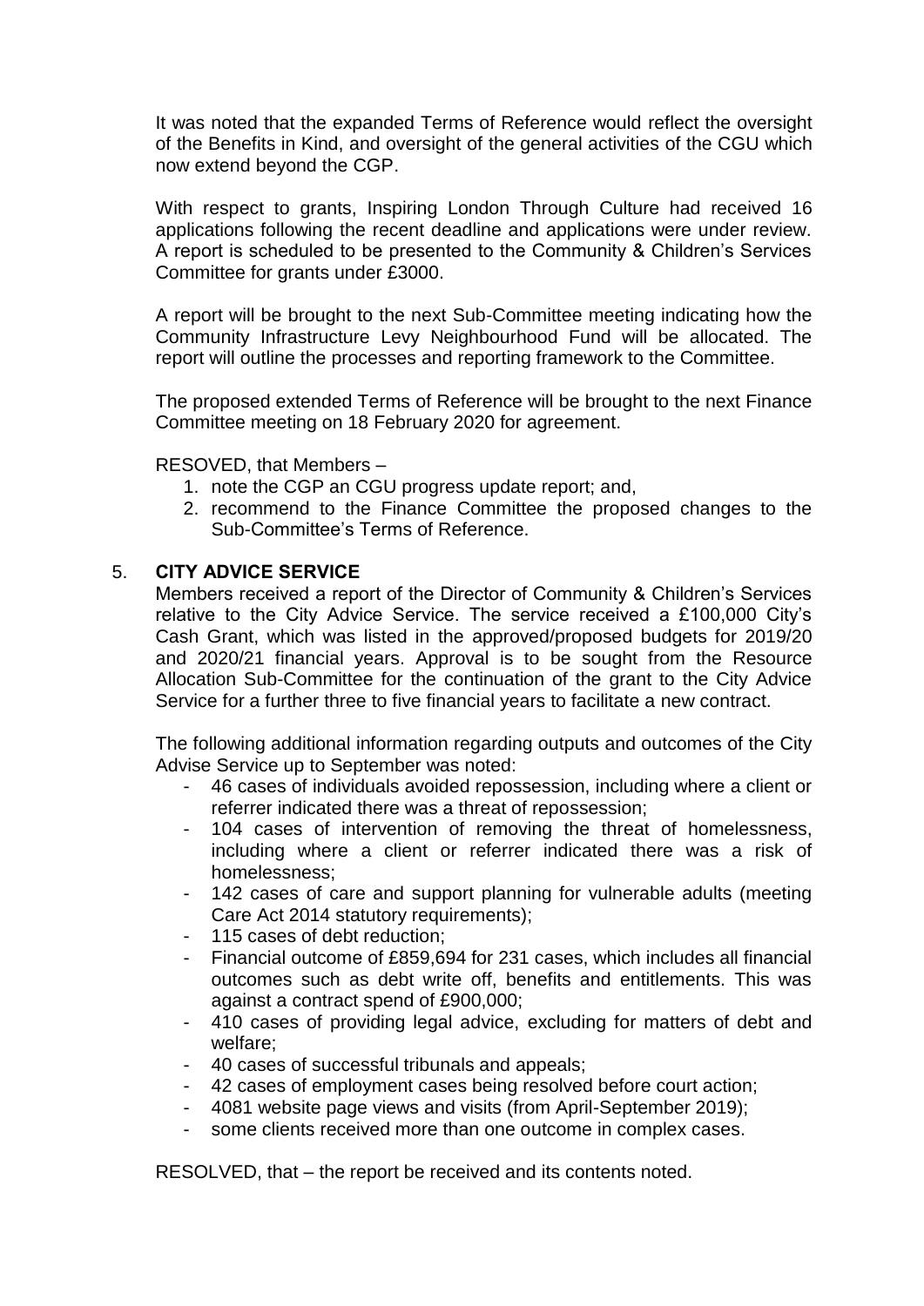It was noted that the expanded Terms of Reference would reflect the oversight of the Benefits in Kind, and oversight of the general activities of the CGU which now extend beyond the CGP.

With respect to grants, Inspiring London Through Culture had received 16 applications following the recent deadline and applications were under review. A report is scheduled to be presented to the Community & Children's Services Committee for grants under £3000.

A report will be brought to the next Sub-Committee meeting indicating how the Community Infrastructure Levy Neighbourhood Fund will be allocated. The report will outline the processes and reporting framework to the Committee.

The proposed extended Terms of Reference will be brought to the next Finance Committee meeting on 18 February 2020 for agreement.

RESOVED, that Members –

1. note the CGP an CGU progress update report; and,
2. recommend to the Finance Committee the proposed changes to the Sub-Committee's Terms of Reference.

## 5. CITY ADVICE SERVICE

Members received a report of the Director of Community & Children's Services relative to the City Advice Service. The service received a £100,000 City's Cash Grant, which was listed in the approved/proposed budgets for 2019/20 and 2020/21 financial years. Approval is to be sought from the Resource Allocation Sub-Committee for the continuation of the grant to the City Advice Service for a further three to five financial years to facilitate a new contract.

The following additional information regarding outputs and outcomes of the City Advise Service up to September was noted:

- 46 cases of individuals avoided repossession, including where a client or referrer indicated there was a threat of repossession;
- 104 cases of intervention of removing the threat of homelessness, including where a client or referrer indicated there was a risk of homelessness;
- 142 cases of care and support planning for vulnerable adults (meeting Care Act 2014 statutory requirements);
- 115 cases of debt reduction;
- Financial outcome of £859,694 for 231 cases, which includes all financial outcomes such as debt write off, benefits and entitlements. This was against a contract spend of £900,000;
- 410 cases of providing legal advice, excluding for matters of debt and welfare;
- 40 cases of successful tribunals and appeals;
- 42 cases of employment cases being resolved before court action;
- 4081 website page views and visits (from April-September 2019);
- some clients received more than one outcome in complex cases.

RESOLVED, that – the report be received and its contents noted.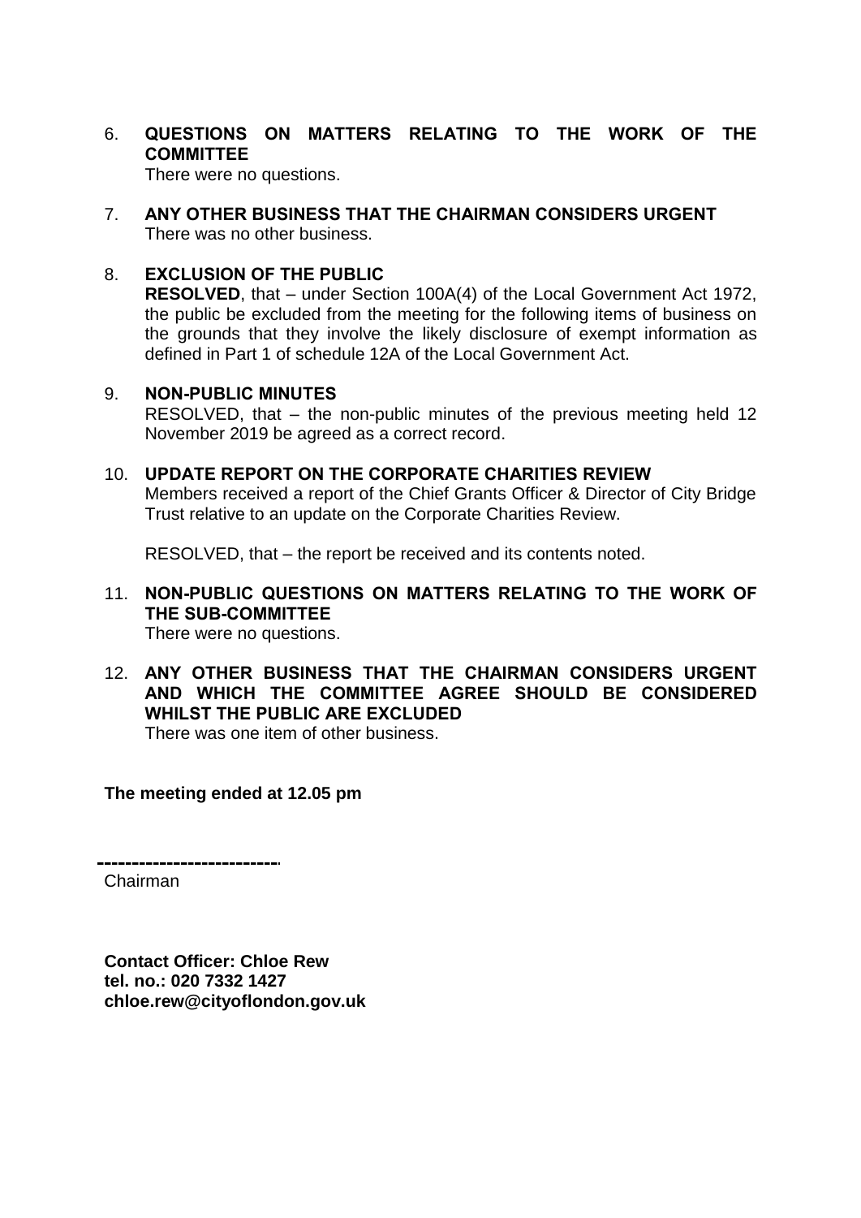6. **QUESTIONS ON MATTERS RELATING TO THE WORK OF THE COMMITTEE**
   There were no questions.

7. **ANY OTHER BUSINESS THAT THE CHAIRMAN CONSIDERS URGENT**
   There was no other business.

8. **EXCLUSION OF THE PUBLIC**
   **RESOLVED**, that – under Section 100A(4) of the Local Government Act 1972, the public be excluded from the meeting for the following items of business on the grounds that they involve the likely disclosure of exempt information as defined in Part 1 of schedule 12A of the Local Government Act.

9. **NON-PUBLIC MINUTES**
   RESOLVED, that – the non-public minutes of the previous meeting held 12 November 2019 be agreed as a correct record.

10. **UPDATE REPORT ON THE CORPORATE CHARITIES REVIEW**
    Members received a report of the Chief Grants Officer & Director of City Bridge Trust relative to an update on the Corporate Charities Review.

    RESOLVED, that – the report be received and its contents noted.

11. **NON-PUBLIC QUESTIONS ON MATTERS RELATING TO THE WORK OF THE SUB-COMMITTEE**
    There were no questions.

12. **ANY OTHER BUSINESS THAT THE CHAIRMAN CONSIDERS URGENT AND WHICH THE COMMITTEE AGREE SHOULD BE CONSIDERED WHILST THE PUBLIC ARE EXCLUDED**
    There was one item of other business.

**The meeting ended at 12.05 pm**

-----------------------------

Chairman

**Contact Officer: Chloe Rew**
**tel. no.: 020 7332 1427**
**chloe.rew@cityoflondon.gov.uk**